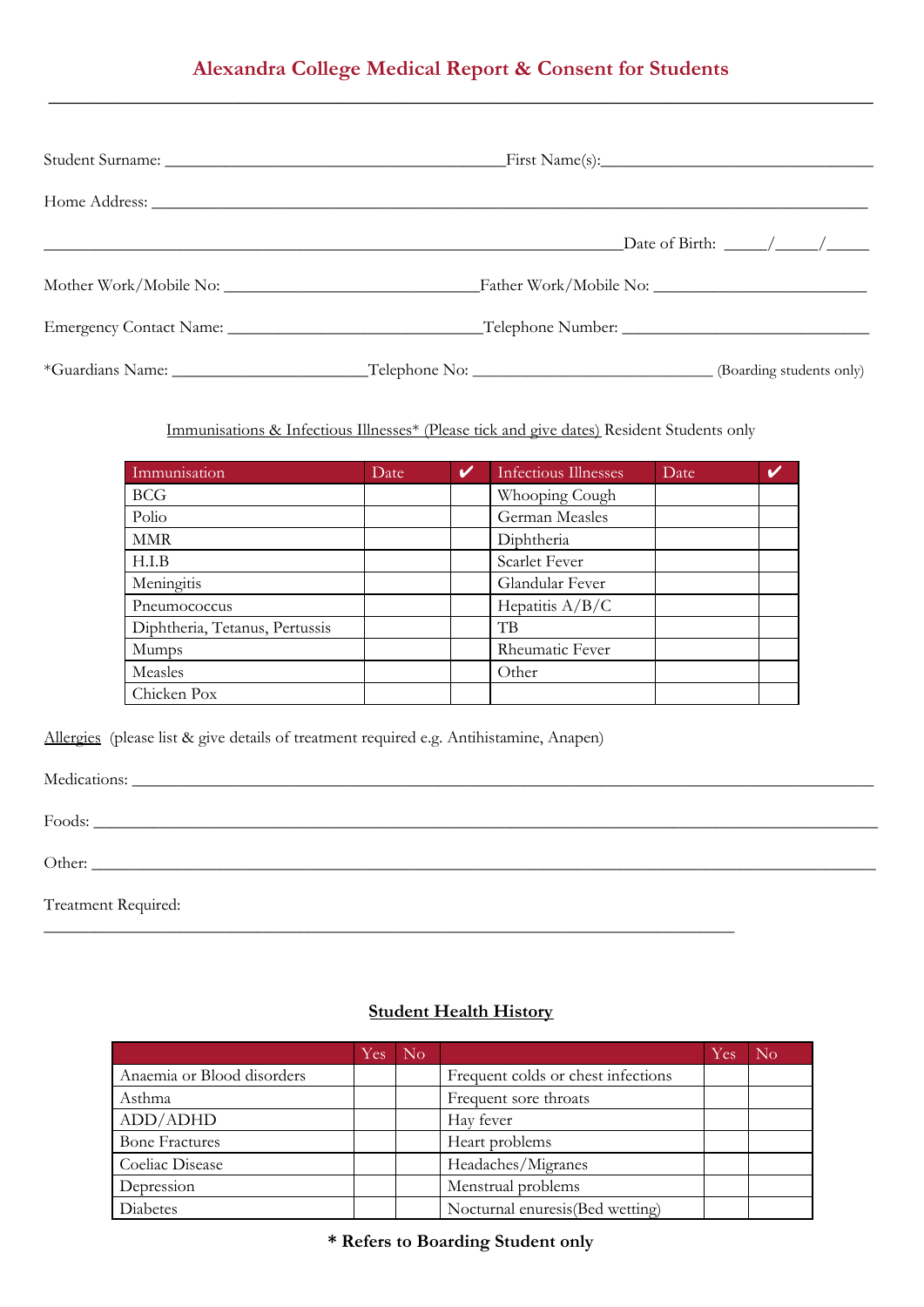# Alexandra College Medical Report & Consent for Students

---

Student Surname: ______________________________________ First Name(s): ______________________________

Home Address: ________________________________________________________________________________

________________________________________________________________ Date of Birth: _____/_____/_____

Mother Work/Mobile No: _____________________________ Father Work/Mobile No: _________________________

Emergency Contact Name: ____________________________ Telephone Number: ____________________________

*Guardians Name: ______________________ Telephone No: ____________________________ (Boarding students only)

<u>Immunisations & Infectious Illnesses* (Please tick and give dates)</u> Resident Students only

| Immunisation | Date | ✔ | Infectious Illnesses | Date | ✔ |
|---|---|---|---|---|---|
| BCG | | | Whooping Cough | | |
| Polio | | | German Measles | | |
| MMR | | | Diphtheria | | |
| H.I.B | | | Scarlet Fever | | |
| Meningitis | | | Glandular Fever | | |
| Pneumococcus | | | Hepatitis A/B/C | | |
| Diphtheria, Tetanus, Pertussis | | | TB | | |
| Mumps | | | Rheumatic Fever | | |
| Measles | | | Other | | |
| Chicken Pox | | | | | |

<u>Allergies</u> (please list & give details of treatment required e.g. Antihistamine, Anapen)

Medications: ________________________________________________________________________________

Foods: ____________________________________________________________________________________

Other: ____________________________________________________________________________________

Treatment Required:

__________________________________________________________________________

## Student Health History

| | Yes | No | | Yes | No |
|---|---|---|---|---|---|
| Anaemia or Blood disorders | | | Frequent colds or chest infections | | |
| Asthma | | | Frequent sore throats | | |
| ADD/ADHD | | | Hay fever | | |
| Bone Fractures | | | Heart problems | | |
| Coeliac Disease | | | Headaches/Migranes | | |
| Depression | | | Menstrual problems | | |
| Diabetes | | | Nocturnal enuresis(Bed wetting) | | |

**\* Refers to Boarding Student only**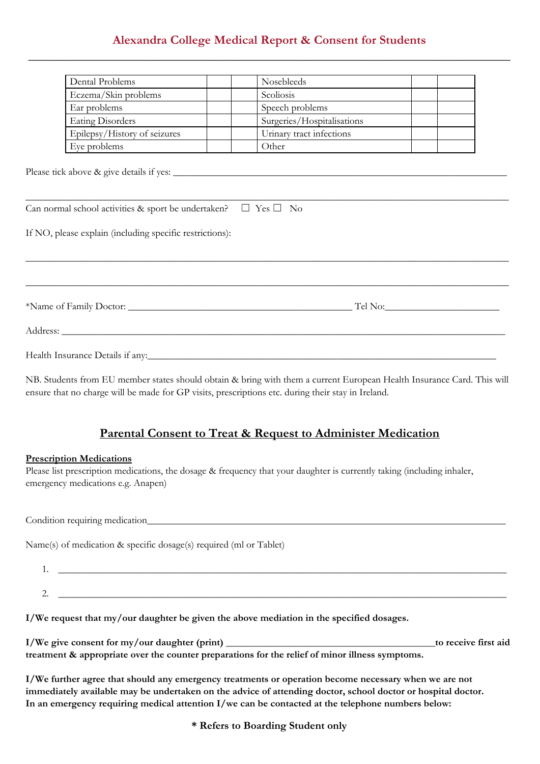## Alexandra College Medical Report & Consent for Students

| Dental Problems | | | Nosebleeds | | |
|---|---|---|---|---|---|
| Eczema/Skin problems | | | Scoliosis | | |
| Ear problems | | | Speech problems | | |
| Eating Disorders | | | Surgeries/Hospitalisations | | |
| Epilepsy/History of seizures | | | Urinary tract infections | | |
| Eye problems | | | Other | | |

Please tick above & give details if yes: ___________________________________________________________________

___________________________________________________________________________________________

Can normal school activities & sport be undertaken? ☐ Yes ☐ No

If NO, please explain (including specific restrictions):

___________________________________________________________________________________________

___________________________________________________________________________________________

*Name of Family Doctor: __________________________________________ Tel No:_______________________

Address: ___________________________________________________________________________________

Health Insurance Details if any:_______________________________________________________________________

NB. Students from EU member states should obtain & bring with them a current European Health Insurance Card. This will ensure that no charge will be made for GP visits, prescriptions etc. during their stay in Ireland.

## Parental Consent to Treat & Request to Administer Medication

**Prescription Medications**

Please list prescription medications, the dosage & frequency that your daughter is currently taking (including inhaler, emergency medications e.g. Anapen)

Condition requiring medication___________________________________________________________________________

Name(s) of medication & specific dosage(s) required (ml or Tablet)

1. ___________________________________________________________________________________________
2. ___________________________________________________________________________________________

**I/We request that my/our daughter be given the above mediation in the specified dosages.**

**I/We give consent for my/our daughter (print) __________________________________________to receive first aid treatment & appropriate over the counter preparations for the relief of minor illness symptoms.**

**I/We further agree that should any emergency treatments or operation become necessary when we are not immediately available may be undertaken on the advice of attending doctor, school doctor or hospital doctor. In an emergency requiring medical attention I/we can be contacted at the telephone numbers below:**

**\* Refers to Boarding Student only**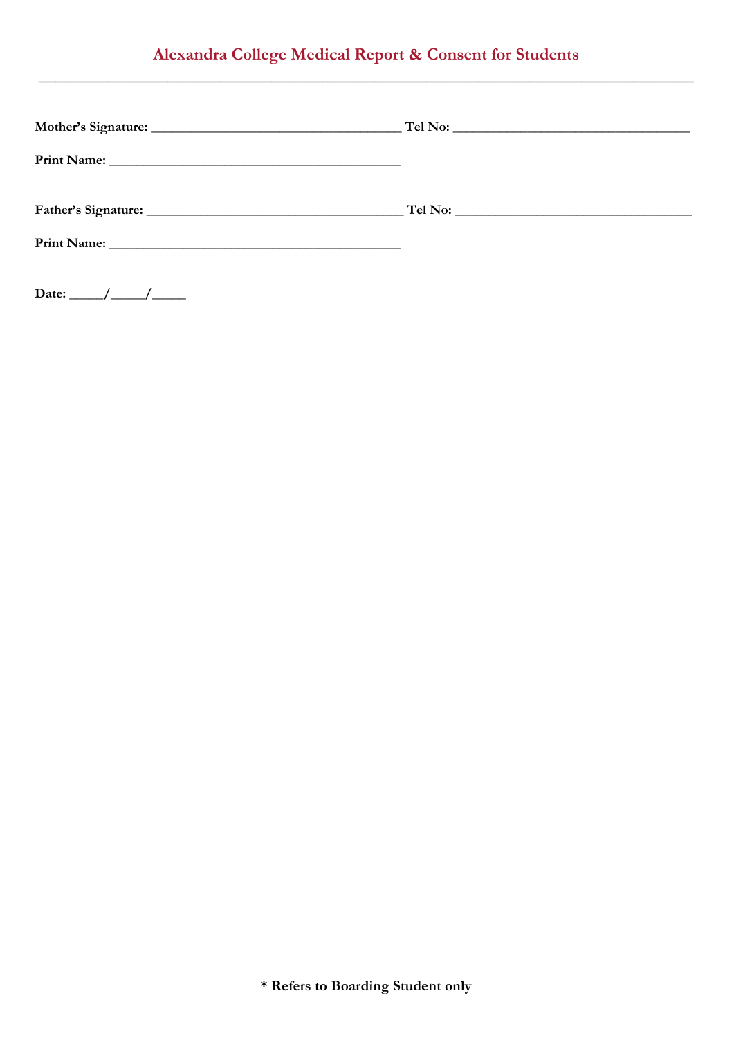Mother's Signature: ____________________________________ Tel No: __________________________________

Print Name: __________________________________________

Father's Signature: _____________________________________ Tel No: __________________________________

Print Name: __________________________________________

Date: _____/_____/_____

**\* Refers to Boarding Student only**